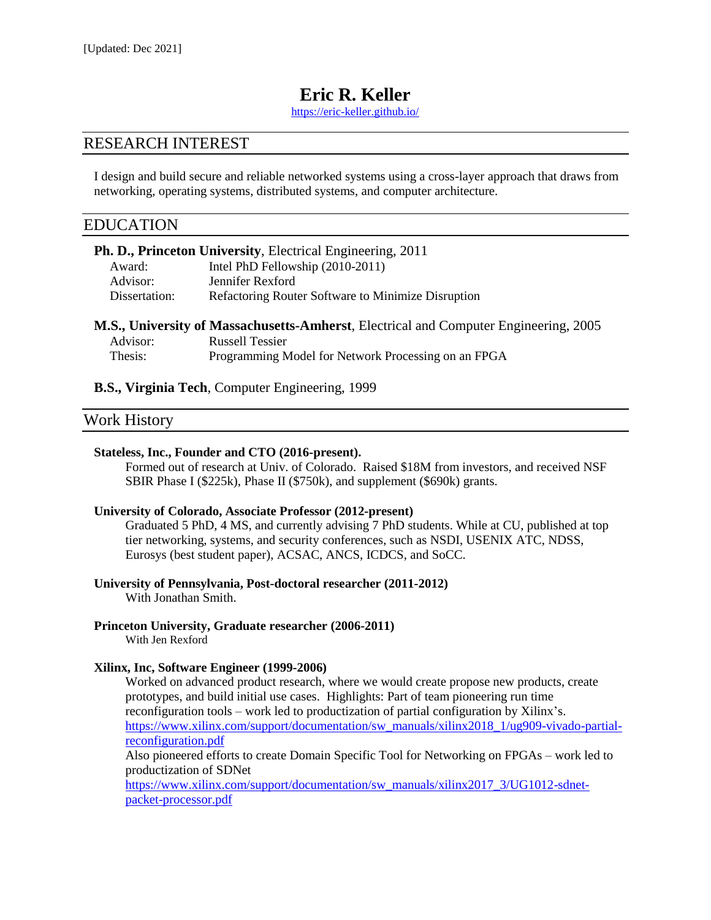[Updated: Dec 2021]

# Eric R. Keller

https://eric-keller.github.io/

## RESEARCH INTEREST

I design and build secure and reliable networked systems using a cross-layer approach that draws from networking, operating systems, distributed systems, and computer architecture.

## EDUCATION

**Ph. D., Princeton University**, Electrical Engineering, 2011

| | |
|---|---|
| Award: | Intel PhD Fellowship (2010-2011) |
| Advisor: | Jennifer Rexford |
| Dissertation: | Refactoring Router Software to Minimize Disruption |

**M.S., University of Massachusetts-Amherst**, Electrical and Computer Engineering, 2005

| | |
|---|---|
| Advisor: | Russell Tessier |
| Thesis: | Programming Model for Network Processing on an FPGA |

**B.S., Virginia Tech**, Computer Engineering, 1999

## Work History

**Stateless, Inc., Founder and CTO (2016-present).**

Formed out of research at Univ. of Colorado. Raised $18M from investors, and received NSF SBIR Phase I ($225k), Phase II ($750k), and supplement ($690k) grants.

**University of Colorado, Associate Professor (2012-present)**

Graduated 5 PhD, 4 MS, and currently advising 7 PhD students. While at CU, published at top tier networking, systems, and security conferences, such as NSDI, USENIX ATC, NDSS, Eurosys (best student paper), ACSAC, ANCS, ICDCS, and SoCC.

**University of Pennsylvania, Post-doctoral researcher (2011-2012)**

With Jonathan Smith.

**Princeton University, Graduate researcher (2006-2011)**

With Jen Rexford

**Xilinx, Inc, Software Engineer (1999-2006)**

Worked on advanced product research, where we would create propose new products, create prototypes, and build initial use cases. Highlights: Part of team pioneering run time reconfiguration tools – work led to productization of partial configuration by Xilinx's. https://www.xilinx.com/support/documentation/sw_manuals/xilinx2018_1/ug909-vivado-partial-reconfiguration.pdf

Also pioneered efforts to create Domain Specific Tool for Networking on FPGAs – work led to productization of SDNet https://www.xilinx.com/support/documentation/sw_manuals/xilinx2017_3/UG1012-sdnet-packet-processor.pdf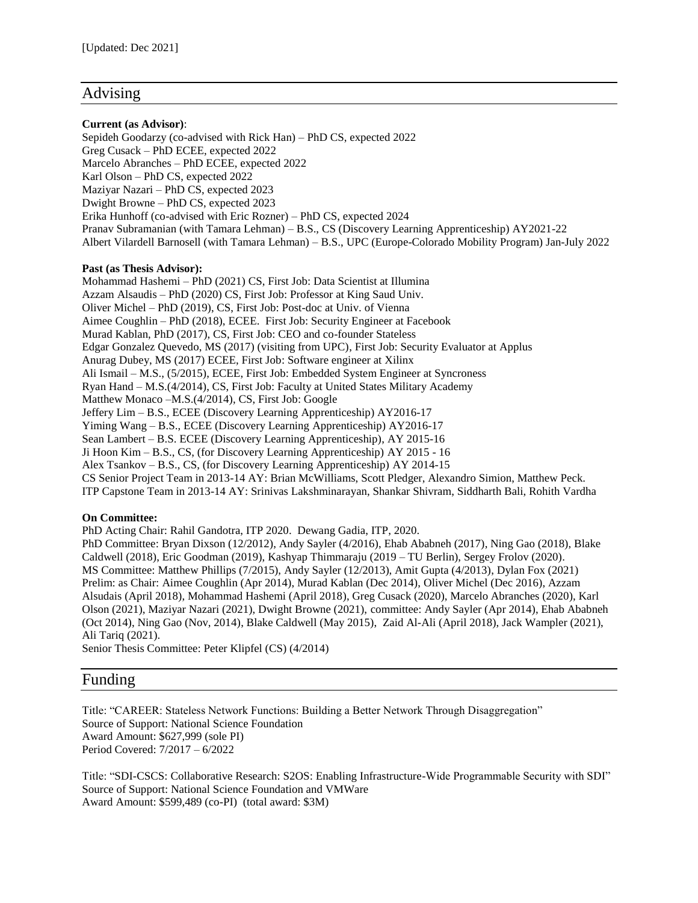[Updated: Dec 2021]

## Advising

**Current (as Advisor)**:

Sepideh Goodarzy (co-advised with Rick Han) – PhD CS, expected 2022
Greg Cusack – PhD ECEE, expected 2022
Marcelo Abranches – PhD ECEE, expected 2022
Karl Olson – PhD CS, expected 2022
Maziyar Nazari – PhD CS, expected 2023
Dwight Browne – PhD CS, expected 2023
Erika Hunhoff (co-advised with Eric Rozner) – PhD CS, expected 2024
Pranav Subramanian (with Tamara Lehman) – B.S., CS (Discovery Learning Apprenticeship) AY2021-22
Albert Vilardell Barnosell (with Tamara Lehman) – B.S., UPC (Europe-Colorado Mobility Program) Jan-July 2022

**Past (as Thesis Advisor):**

Mohammad Hashemi – PhD (2021) CS, First Job: Data Scientist at Illumina
Azzam Alsaudis – PhD (2020) CS, First Job: Professor at King Saud Univ.
Oliver Michel – PhD (2019), CS, First Job: Post-doc at Univ. of Vienna
Aimee Coughlin – PhD (2018), ECEE. First Job: Security Engineer at Facebook
Murad Kablan, PhD (2017), CS, First Job: CEO and co-founder Stateless
Edgar Gonzalez Quevedo, MS (2017) (visiting from UPC), First Job: Security Evaluator at Applus
Anurag Dubey, MS (2017) ECEE, First Job: Software engineer at Xilinx
Ali Ismail – M.S., (5/2015), ECEE, First Job: Embedded System Engineer at Syncroness
Ryan Hand – M.S.(4/2014), CS, First Job: Faculty at United States Military Academy
Matthew Monaco –M.S.(4/2014), CS, First Job: Google
Jeffery Lim – B.S., ECEE (Discovery Learning Apprenticeship) AY2016-17
Yiming Wang – B.S., ECEE (Discovery Learning Apprenticeship) AY2016-17
Sean Lambert – B.S. ECEE (Discovery Learning Apprenticeship), AY 2015-16
Ji Hoon Kim – B.S., CS, (for Discovery Learning Apprenticeship) AY 2015 - 16
Alex Tsankov – B.S., CS, (for Discovery Learning Apprenticeship) AY 2014-15
CS Senior Project Team in 2013-14 AY: Brian McWilliams, Scott Pledger, Alexandro Simion, Matthew Peck.
ITP Capstone Team in 2013-14 AY: Srinivas Lakshminarayan, Shankar Shivram, Siddharth Bali, Rohith Vardha

**On Committee:**

PhD Acting Chair: Rahil Gandotra, ITP 2020. Dewang Gadia, ITP, 2020.
PhD Committee: Bryan Dixson (12/2012), Andy Sayler (4/2016), Ehab Ababneh (2017), Ning Gao (2018), Blake Caldwell (2018), Eric Goodman (2019), Kashyap Thimmaraju (2019 – TU Berlin), Sergey Frolov (2020).
MS Committee: Matthew Phillips (7/2015), Andy Sayler (12/2013), Amit Gupta (4/2013), Dylan Fox (2021)
Prelim: as Chair: Aimee Coughlin (Apr 2014), Murad Kablan (Dec 2014), Oliver Michel (Dec 2016), Azzam Alsudais (April 2018), Mohammad Hashemi (April 2018), Greg Cusack (2020), Marcelo Abranches (2020), Karl Olson (2021), Maziyar Nazari (2021), Dwight Browne (2021), committee: Andy Sayler (Apr 2014), Ehab Ababneh (Oct 2014), Ning Gao (Nov, 2014), Blake Caldwell (May 2015), Zaid Al-Ali (April 2018), Jack Wampler (2021), Ali Tariq (2021).
Senior Thesis Committee: Peter Klipfel (CS) (4/2014)

## Funding

Title: "CAREER: Stateless Network Functions: Building a Better Network Through Disaggregation"
Source of Support: National Science Foundation
Award Amount: $627,999 (sole PI)
Period Covered: 7/2017 – 6/2022

Title: "SDI-CSCS: Collaborative Research: S2OS: Enabling Infrastructure-Wide Programmable Security with SDI"
Source of Support: National Science Foundation and VMWare
Award Amount: $599,489 (co-PI) (total award: $3M)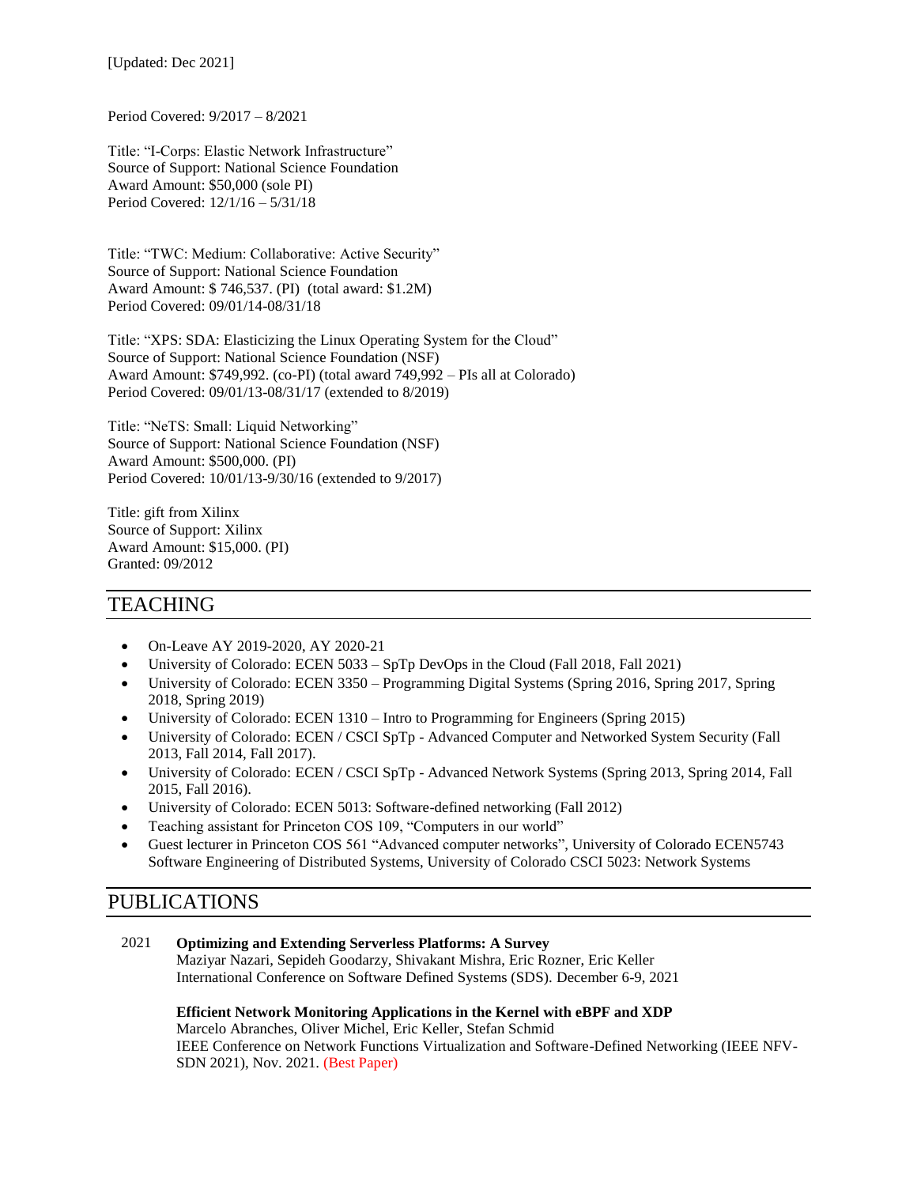[Updated: Dec 2021]

Period Covered: 9/2017 – 8/2021

Title: "I-Corps: Elastic Network Infrastructure"
Source of Support: National Science Foundation
Award Amount: $50,000 (sole PI)
Period Covered: 12/1/16 – 5/31/18

Title: "TWC: Medium: Collaborative: Active Security"
Source of Support: National Science Foundation
Award Amount: $ 746,537. (PI) (total award: $1.2M)
Period Covered: 09/01/14-08/31/18

Title: "XPS: SDA: Elasticizing the Linux Operating System for the Cloud"
Source of Support: National Science Foundation (NSF)
Award Amount: $749,992. (co-PI) (total award 749,992 – PIs all at Colorado)
Period Covered: 09/01/13-08/31/17 (extended to 8/2019)

Title: "NeTS: Small: Liquid Networking"
Source of Support: National Science Foundation (NSF)
Award Amount: $500,000. (PI)
Period Covered: 10/01/13-9/30/16 (extended to 9/2017)

Title: gift from Xilinx
Source of Support: Xilinx
Award Amount: $15,000. (PI)
Granted: 09/2012

## TEACHING

- On-Leave AY 2019-2020, AY 2020-21
- University of Colorado: ECEN 5033 – SpTp DevOps in the Cloud (Fall 2018, Fall 2021)
- University of Colorado: ECEN 3350 – Programming Digital Systems (Spring 2016, Spring 2017, Spring 2018, Spring 2019)
- University of Colorado: ECEN 1310 – Intro to Programming for Engineers (Spring 2015)
- University of Colorado: ECEN / CSCI SpTp - Advanced Computer and Networked System Security (Fall 2013, Fall 2014, Fall 2017).
- University of Colorado: ECEN / CSCI SpTp - Advanced Network Systems (Spring 2013, Spring 2014, Fall 2015, Fall 2016).
- University of Colorado: ECEN 5013: Software-defined networking (Fall 2012)
- Teaching assistant for Princeton COS 109, "Computers in our world"
- Guest lecturer in Princeton COS 561 "Advanced computer networks", University of Colorado ECEN5743 Software Engineering of Distributed Systems, University of Colorado CSCI 5023: Network Systems

## PUBLICATIONS

2021 **Optimizing and Extending Serverless Platforms: A Survey**
Maziyar Nazari, Sepideh Goodarzy, Shivakant Mishra, Eric Rozner, Eric Keller
International Conference on Software Defined Systems (SDS). December 6-9, 2021

**Efficient Network Monitoring Applications in the Kernel with eBPF and XDP**
Marcelo Abranches, Oliver Michel, Eric Keller, Stefan Schmid
IEEE Conference on Network Functions Virtualization and Software-Defined Networking (IEEE NFV-SDN 2021), Nov. 2021. (Best Paper)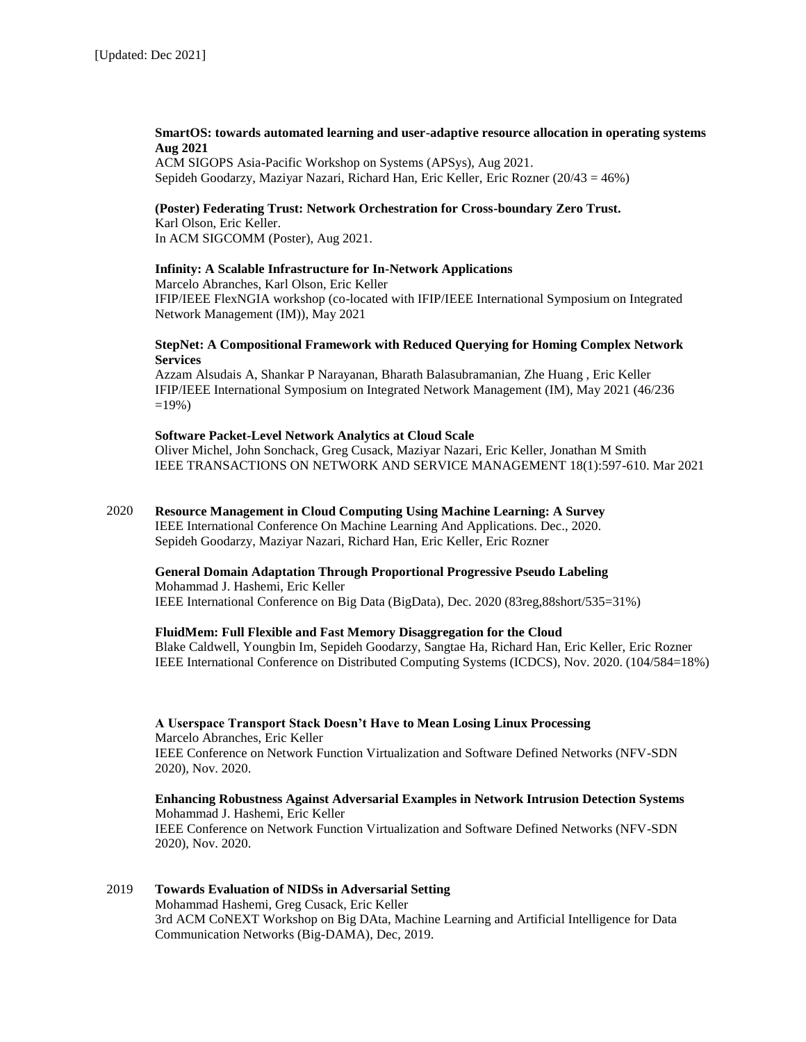[Updated: Dec 2021]

**SmartOS: towards automated learning and user-adaptive resource allocation in operating systems Aug 2021**
ACM SIGOPS Asia-Pacific Workshop on Systems (APSys), Aug 2021.
Sepideh Goodarzy, Maziyar Nazari, Richard Han, Eric Keller, Eric Rozner (20/43 = 46%)

**(Poster) Federating Trust: Network Orchestration for Cross-boundary Zero Trust.**
Karl Olson, Eric Keller.
In ACM SIGCOMM (Poster), Aug 2021.

**Infinity: A Scalable Infrastructure for In-Network Applications**
Marcelo Abranches, Karl Olson, Eric Keller
IFIP/IEEE FlexNGIA workshop (co-located with IFIP/IEEE International Symposium on Integrated Network Management (IM)), May 2021

**StepNet: A Compositional Framework with Reduced Querying for Homing Complex Network Services**
Azzam Alsudais A, Shankar P Narayanan, Bharath Balasubramanian, Zhe Huang , Eric Keller
IFIP/IEEE International Symposium on Integrated Network Management (IM), May 2021 (46/236 =19%)

**Software Packet-Level Network Analytics at Cloud Scale**
Oliver Michel, John Sonchack, Greg Cusack, Maziyar Nazari, Eric Keller, Jonathan M Smith
IEEE TRANSACTIONS ON NETWORK AND SERVICE MANAGEMENT 18(1):597-610. Mar 2021

2020 **Resource Management in Cloud Computing Using Machine Learning: A Survey**
IEEE International Conference On Machine Learning And Applications. Dec., 2020.
Sepideh Goodarzy, Maziyar Nazari, Richard Han, Eric Keller, Eric Rozner

**General Domain Adaptation Through Proportional Progressive Pseudo Labeling**
Mohammad J. Hashemi, Eric Keller
IEEE International Conference on Big Data (BigData), Dec. 2020 (83reg,88short/535=31%)

**FluidMem: Full Flexible and Fast Memory Disaggregation for the Cloud**
Blake Caldwell, Youngbin Im, Sepideh Goodarzy, Sangtae Ha, Richard Han, Eric Keller, Eric Rozner
IEEE International Conference on Distributed Computing Systems (ICDCS), Nov. 2020. (104/584=18%)

**A Userspace Transport Stack Doesn't Have to Mean Losing Linux Processing**
Marcelo Abranches, Eric Keller
IEEE Conference on Network Function Virtualization and Software Defined Networks (NFV-SDN 2020), Nov. 2020.

**Enhancing Robustness Against Adversarial Examples in Network Intrusion Detection Systems**
Mohammad J. Hashemi, Eric Keller
IEEE Conference on Network Function Virtualization and Software Defined Networks (NFV-SDN 2020), Nov. 2020.

2019 **Towards Evaluation of NIDSs in Adversarial Setting**
Mohammad Hashemi, Greg Cusack, Eric Keller
3rd ACM CoNEXT Workshop on Big DAta, Machine Learning and Artificial Intelligence for Data Communication Networks (Big-DAMA), Dec, 2019.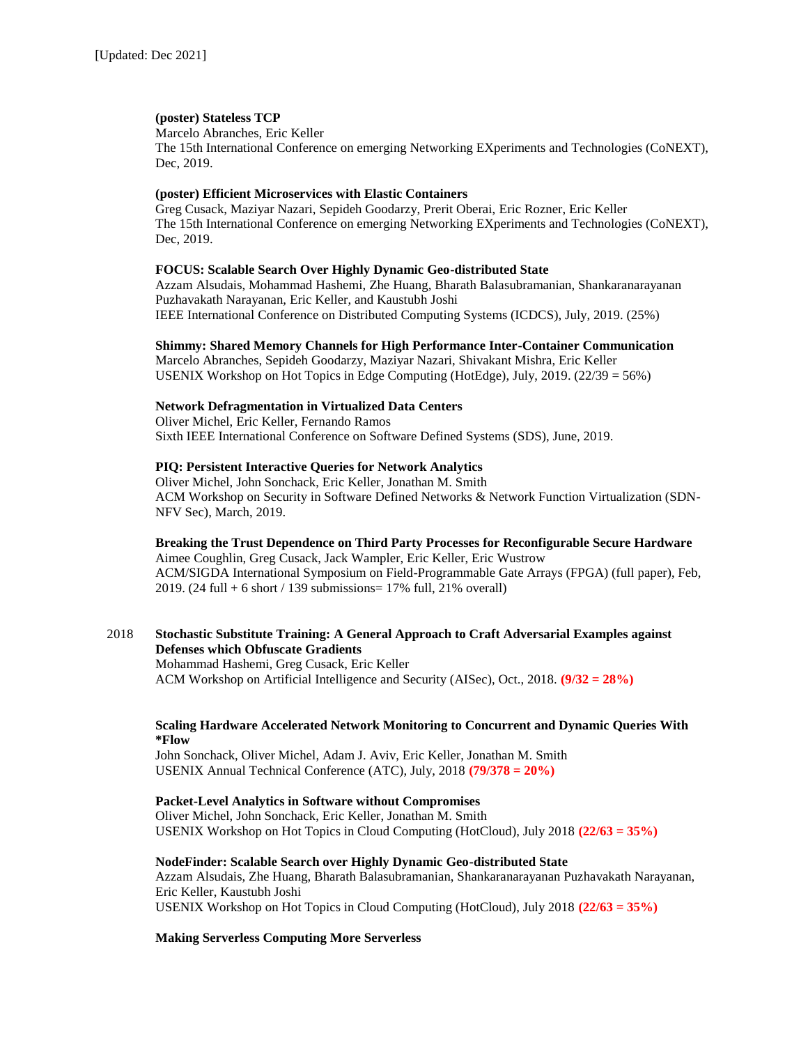[Updated: Dec 2021]

**(poster) Stateless TCP**
Marcelo Abranches, Eric Keller
The 15th International Conference on emerging Networking EXperiments and Technologies (CoNEXT), Dec, 2019.

**(poster) Efficient Microservices with Elastic Containers**
Greg Cusack, Maziyar Nazari, Sepideh Goodarzy, Prerit Oberai, Eric Rozner, Eric Keller
The 15th International Conference on emerging Networking EXperiments and Technologies (CoNEXT), Dec, 2019.

**FOCUS: Scalable Search Over Highly Dynamic Geo-distributed State**
Azzam Alsudais, Mohammad Hashemi, Zhe Huang, Bharath Balasubramanian, Shankaranarayanan Puzhavakath Narayanan, Eric Keller, and Kaustubh Joshi
IEEE International Conference on Distributed Computing Systems (ICDCS), July, 2019. (25%)

**Shimmy: Shared Memory Channels for High Performance Inter-Container Communication**
Marcelo Abranches, Sepideh Goodarzy, Maziyar Nazari, Shivakant Mishra, Eric Keller
USENIX Workshop on Hot Topics in Edge Computing (HotEdge), July, 2019. (22/39 = 56%)

**Network Defragmentation in Virtualized Data Centers**
Oliver Michel, Eric Keller, Fernando Ramos
Sixth IEEE International Conference on Software Defined Systems (SDS), June, 2019.

**PIQ: Persistent Interactive Queries for Network Analytics**
Oliver Michel, John Sonchack, Eric Keller, Jonathan M. Smith
ACM Workshop on Security in Software Defined Networks & Network Function Virtualization (SDN-NFV Sec), March, 2019.

**Breaking the Trust Dependence on Third Party Processes for Reconfigurable Secure Hardware**
Aimee Coughlin, Greg Cusack, Jack Wampler, Eric Keller, Eric Wustrow
ACM/SIGDA International Symposium on Field-Programmable Gate Arrays (FPGA) (full paper), Feb, 2019. (24 full + 6 short / 139 submissions= 17% full, 21% overall)

2018 **Stochastic Substitute Training: A General Approach to Craft Adversarial Examples against Defenses which Obfuscate Gradients**
Mohammad Hashemi, Greg Cusack, Eric Keller
ACM Workshop on Artificial Intelligence and Security (AISec), Oct., 2018. **(9/32 = 28%)**

**Scaling Hardware Accelerated Network Monitoring to Concurrent and Dynamic Queries With *Flow**
John Sonchack, Oliver Michel, Adam J. Aviv, Eric Keller, Jonathan M. Smith
USENIX Annual Technical Conference (ATC), July, 2018 **(79/378 = 20%)**

**Packet-Level Analytics in Software without Compromises**
Oliver Michel, John Sonchack, Eric Keller, Jonathan M. Smith
USENIX Workshop on Hot Topics in Cloud Computing (HotCloud), July 2018 **(22/63 = 35%)**

**NodeFinder: Scalable Search over Highly Dynamic Geo-distributed State**
Azzam Alsudais, Zhe Huang, Bharath Balasubramanian, Shankaranarayanan Puzhavakath Narayanan, Eric Keller, Kaustubh Joshi
USENIX Workshop on Hot Topics in Cloud Computing (HotCloud), July 2018 **(22/63 = 35%)**

**Making Serverless Computing More Serverless**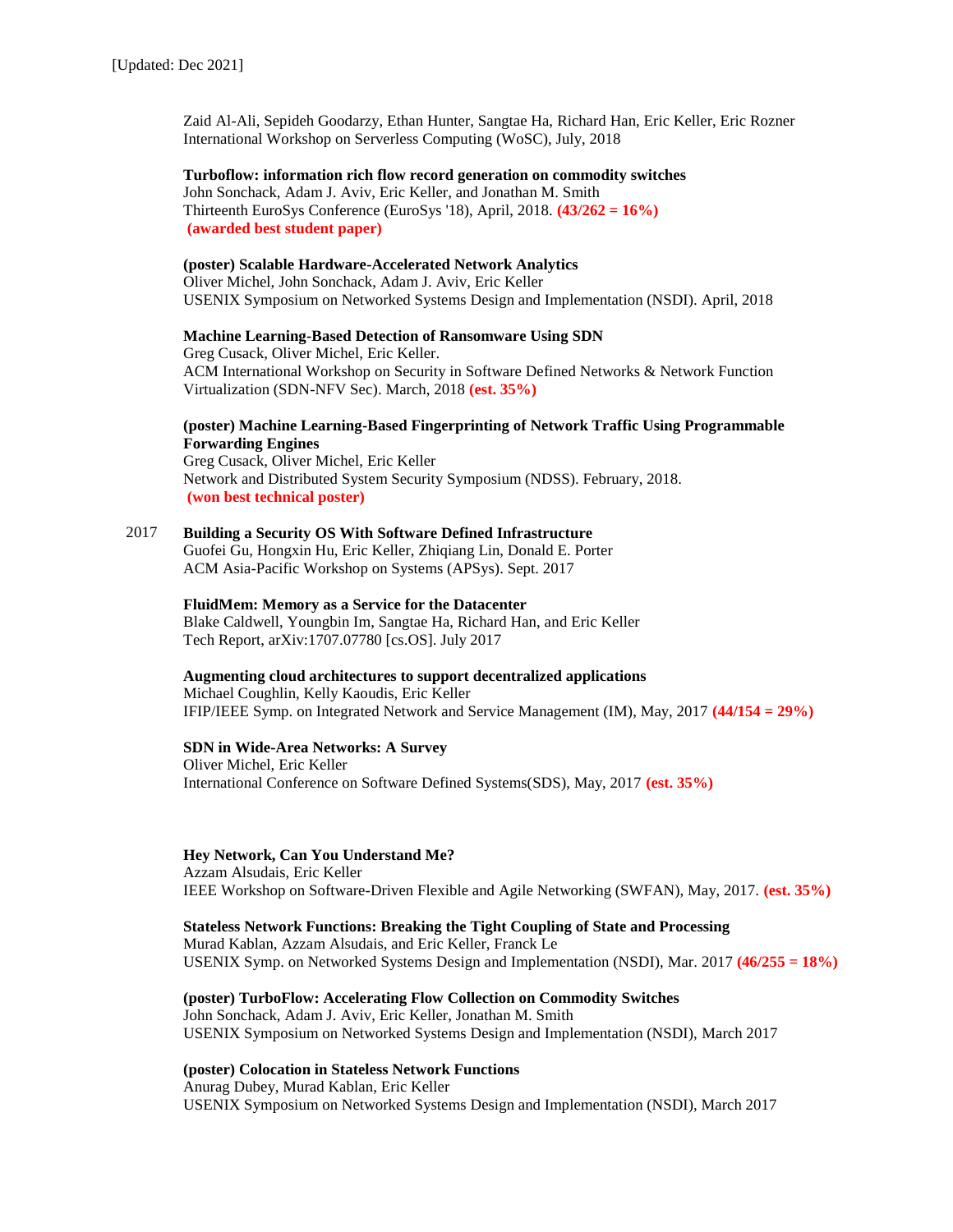[Updated: Dec 2021]

Zaid Al-Ali, Sepideh Goodarzy, Ethan Hunter, Sangtae Ha, Richard Han, Eric Keller, Eric Rozner
International Workshop on Serverless Computing (WoSC), July, 2018

**Turboflow: information rich flow record generation on commodity switches**
John Sonchack, Adam J. Aviv, Eric Keller, and Jonathan M. Smith
Thirteenth EuroSys Conference (EuroSys '18), April, 2018. **(43/262 = 16%)**
**(awarded best student paper)**

**(poster) Scalable Hardware-Accelerated Network Analytics**
Oliver Michel, John Sonchack, Adam J. Aviv, Eric Keller
USENIX Symposium on Networked Systems Design and Implementation (NSDI). April, 2018

**Machine Learning-Based Detection of Ransomware Using SDN**
Greg Cusack, Oliver Michel, Eric Keller.
ACM International Workshop on Security in Software Defined Networks & Network Function Virtualization (SDN-NFV Sec). March, 2018 **(est. 35%)**

**(poster) Machine Learning-Based Fingerprinting of Network Traffic Using Programmable Forwarding Engines**
Greg Cusack, Oliver Michel, Eric Keller
Network and Distributed System Security Symposium (NDSS). February, 2018.
**(won best technical poster)**

2017

**Building a Security OS With Software Defined Infrastructure**
Guofei Gu, Hongxin Hu, Eric Keller, Zhiqiang Lin, Donald E. Porter
ACM Asia-Pacific Workshop on Systems (APSys). Sept. 2017

**FluidMem: Memory as a Service for the Datacenter**
Blake Caldwell, Youngbin Im, Sangtae Ha, Richard Han, and Eric Keller
Tech Report, arXiv:1707.07780 [cs.OS]. July 2017

**Augmenting cloud architectures to support decentralized applications**
Michael Coughlin, Kelly Kaoudis, Eric Keller
IFIP/IEEE Symp. on Integrated Network and Service Management (IM), May, 2017 **(44/154 = 29%)**

**SDN in Wide-Area Networks: A Survey**
Oliver Michel, Eric Keller
International Conference on Software Defined Systems(SDS), May, 2017 **(est. 35%)**

**Hey Network, Can You Understand Me?**
Azzam Alsudais, Eric Keller
IEEE Workshop on Software-Driven Flexible and Agile Networking (SWFAN), May, 2017. **(est. 35%)**

**Stateless Network Functions: Breaking the Tight Coupling of State and Processing**
Murad Kablan, Azzam Alsudais, and Eric Keller, Franck Le
USENIX Symp. on Networked Systems Design and Implementation (NSDI), Mar. 2017 **(46/255 = 18%)**

**(poster) TurboFlow: Accelerating Flow Collection on Commodity Switches**
John Sonchack, Adam J. Aviv, Eric Keller, Jonathan M. Smith
USENIX Symposium on Networked Systems Design and Implementation (NSDI), March 2017

**(poster) Colocation in Stateless Network Functions**
Anurag Dubey, Murad Kablan, Eric Keller
USENIX Symposium on Networked Systems Design and Implementation (NSDI), March 2017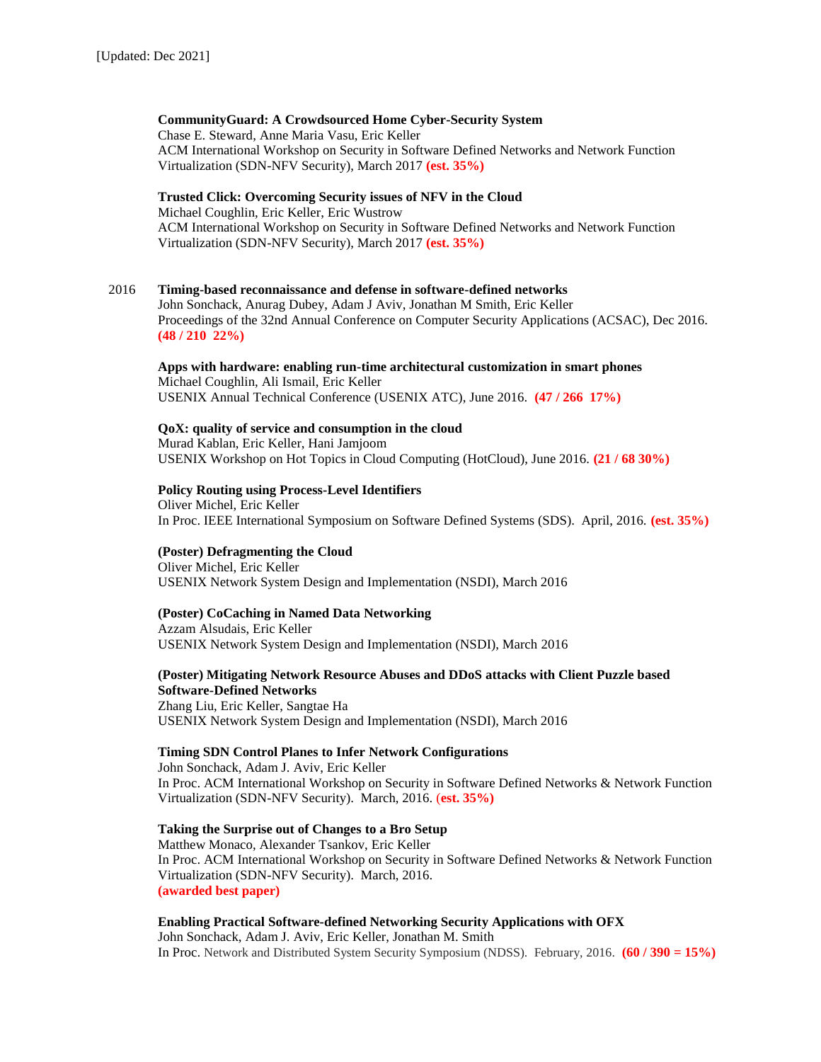[Updated: Dec 2021]

**CommunityGuard: A Crowdsourced Home Cyber-Security System**
Chase E. Steward, Anne Maria Vasu, Eric Keller
ACM International Workshop on Security in Software Defined Networks and Network Function Virtualization (SDN-NFV Security), March 2017 **(est. 35%)**

**Trusted Click: Overcoming Security issues of NFV in the Cloud**
Michael Coughlin, Eric Keller, Eric Wustrow
ACM International Workshop on Security in Software Defined Networks and Network Function Virtualization (SDN-NFV Security), March 2017 **(est. 35%)**

2016

**Timing-based reconnaissance and defense in software-defined networks**
John Sonchack, Anurag Dubey, Adam J Aviv, Jonathan M Smith, Eric Keller
Proceedings of the 32nd Annual Conference on Computer Security Applications (ACSAC), Dec 2016. **(48 / 210  22%)**

**Apps with hardware: enabling run-time architectural customization in smart phones**
Michael Coughlin, Ali Ismail, Eric Keller
USENIX Annual Technical Conference (USENIX ATC), June 2016. **(47 / 266  17%)**

**QoX: quality of service and consumption in the cloud**
Murad Kablan, Eric Keller, Hani Jamjoom
USENIX Workshop on Hot Topics in Cloud Computing (HotCloud), June 2016. **(21 / 68 30%)**

**Policy Routing using Process-Level Identifiers**
Oliver Michel, Eric Keller
In Proc. IEEE International Symposium on Software Defined Systems (SDS).  April, 2016. **(est. 35%)**

**(Poster) Defragmenting the Cloud**
Oliver Michel, Eric Keller
USENIX Network System Design and Implementation (NSDI), March 2016

**(Poster) CoCaching in Named Data Networking**
Azzam Alsudais, Eric Keller
USENIX Network System Design and Implementation (NSDI), March 2016

**(Poster) Mitigating Network Resource Abuses and DDoS attacks with Client Puzzle based Software-Defined Networks**
Zhang Liu, Eric Keller, Sangtae Ha
USENIX Network System Design and Implementation (NSDI), March 2016

**Timing SDN Control Planes to Infer Network Configurations**
John Sonchack, Adam J. Aviv, Eric Keller
In Proc. ACM International Workshop on Security in Software Defined Networks & Network Function Virtualization (SDN-NFV Security).  March, 2016. **(est. 35%)**

**Taking the Surprise out of Changes to a Bro Setup**
Matthew Monaco, Alexander Tsankov, Eric Keller
In Proc. ACM International Workshop on Security in Software Defined Networks & Network Function Virtualization (SDN-NFV Security).  March, 2016.
**(awarded best paper)**

**Enabling Practical Software-defined Networking Security Applications with OFX**
John Sonchack, Adam J. Aviv, Eric Keller, Jonathan M. Smith
In Proc. Network and Distributed System Security Symposium (NDSS).  February, 2016.  **(60 / 390 = 15%)**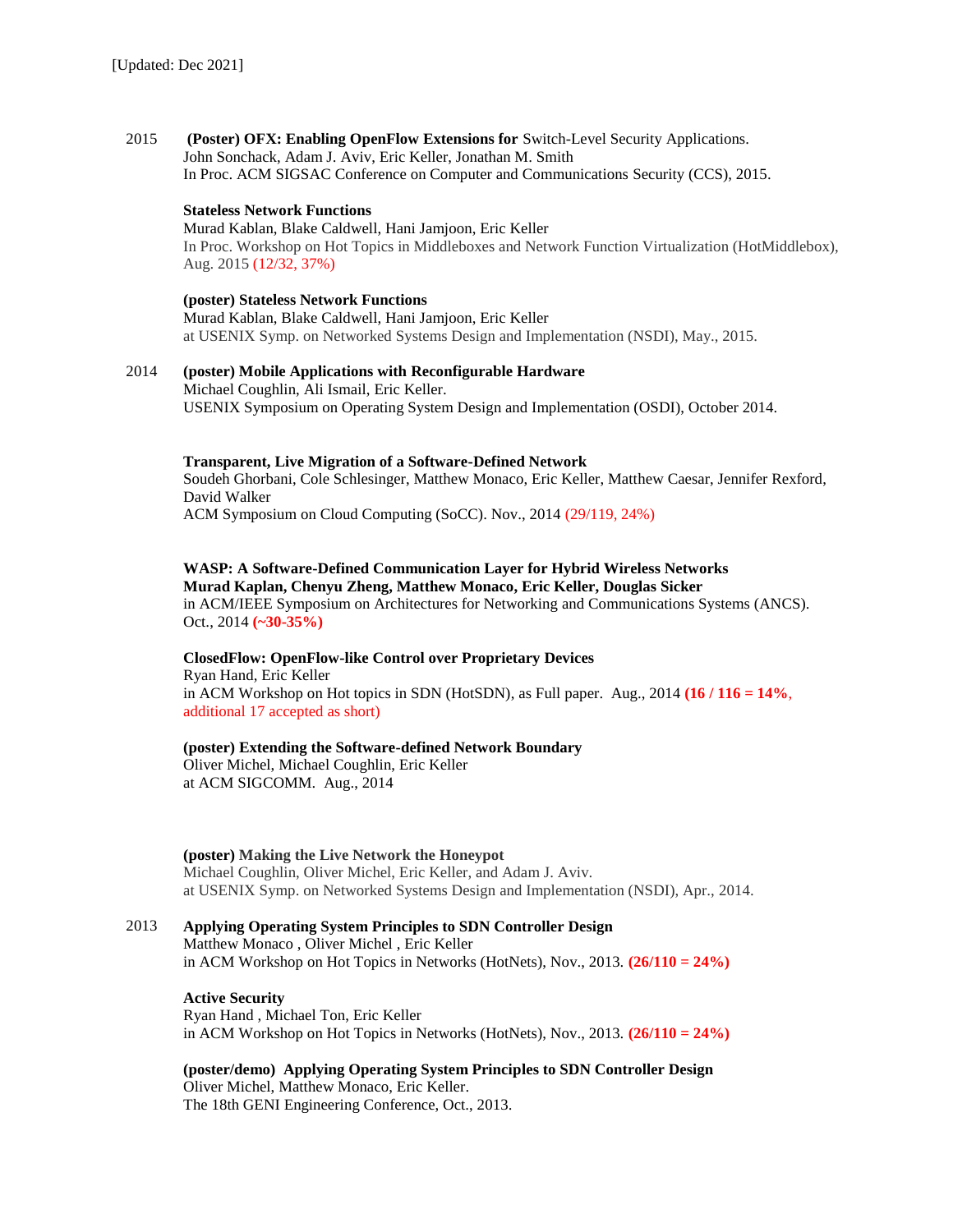[Updated: Dec 2021]

2015 **(Poster) OFX: Enabling OpenFlow Extensions for** Switch-Level Security Applications.
John Sonchack, Adam J. Aviv, Eric Keller, Jonathan M. Smith
In Proc. ACM SIGSAC Conference on Computer and Communications Security (CCS), 2015.

**Stateless Network Functions**
Murad Kablan, Blake Caldwell, Hani Jamjoon, Eric Keller
In Proc. Workshop on Hot Topics in Middleboxes and Network Function Virtualization (HotMiddlebox), Aug. 2015 (12/32, 37%)

**(poster) Stateless Network Functions**
Murad Kablan, Blake Caldwell, Hani Jamjoon, Eric Keller
at USENIX Symp. on Networked Systems Design and Implementation (NSDI), May., 2015.

2014 **(poster) Mobile Applications with Reconfigurable Hardware**
Michael Coughlin, Ali Ismail, Eric Keller.
USENIX Symposium on Operating System Design and Implementation (OSDI), October 2014.

**Transparent, Live Migration of a Software-Defined Network**
Soudeh Ghorbani, Cole Schlesinger, Matthew Monaco, Eric Keller, Matthew Caesar, Jennifer Rexford, David Walker
ACM Symposium on Cloud Computing (SoCC). Nov., 2014 (29/119, 24%)

**WASP: A Software-Defined Communication Layer for Hybrid Wireless Networks**
**Murad Kaplan, Chenyu Zheng, Matthew Monaco, Eric Keller, Douglas Sicker**
in ACM/IEEE Symposium on Architectures for Networking and Communications Systems (ANCS). Oct., 2014 **(~30-35%)**

**ClosedFlow: OpenFlow-like Control over Proprietary Devices**
Ryan Hand, Eric Keller
in ACM Workshop on Hot topics in SDN (HotSDN), as Full paper. Aug., 2014 **(16 / 116 = 14%**, additional 17 accepted as short)

**(poster) Extending the Software-defined Network Boundary**
Oliver Michel, Michael Coughlin, Eric Keller
at ACM SIGCOMM. Aug., 2014

**(poster) Making the Live Network the Honeypot**
Michael Coughlin, Oliver Michel, Eric Keller, and Adam J. Aviv.
at USENIX Symp. on Networked Systems Design and Implementation (NSDI), Apr., 2014.

2013 **Applying Operating System Principles to SDN Controller Design**
Matthew Monaco , Oliver Michel , Eric Keller
in ACM Workshop on Hot Topics in Networks (HotNets), Nov., 2013. **(26/110 = 24%)**

**Active Security**
Ryan Hand , Michael Ton, Eric Keller
in ACM Workshop on Hot Topics in Networks (HotNets), Nov., 2013. **(26/110 = 24%)**

**(poster/demo) Applying Operating System Principles to SDN Controller Design**
Oliver Michel, Matthew Monaco, Eric Keller.
The 18th GENI Engineering Conference, Oct., 2013.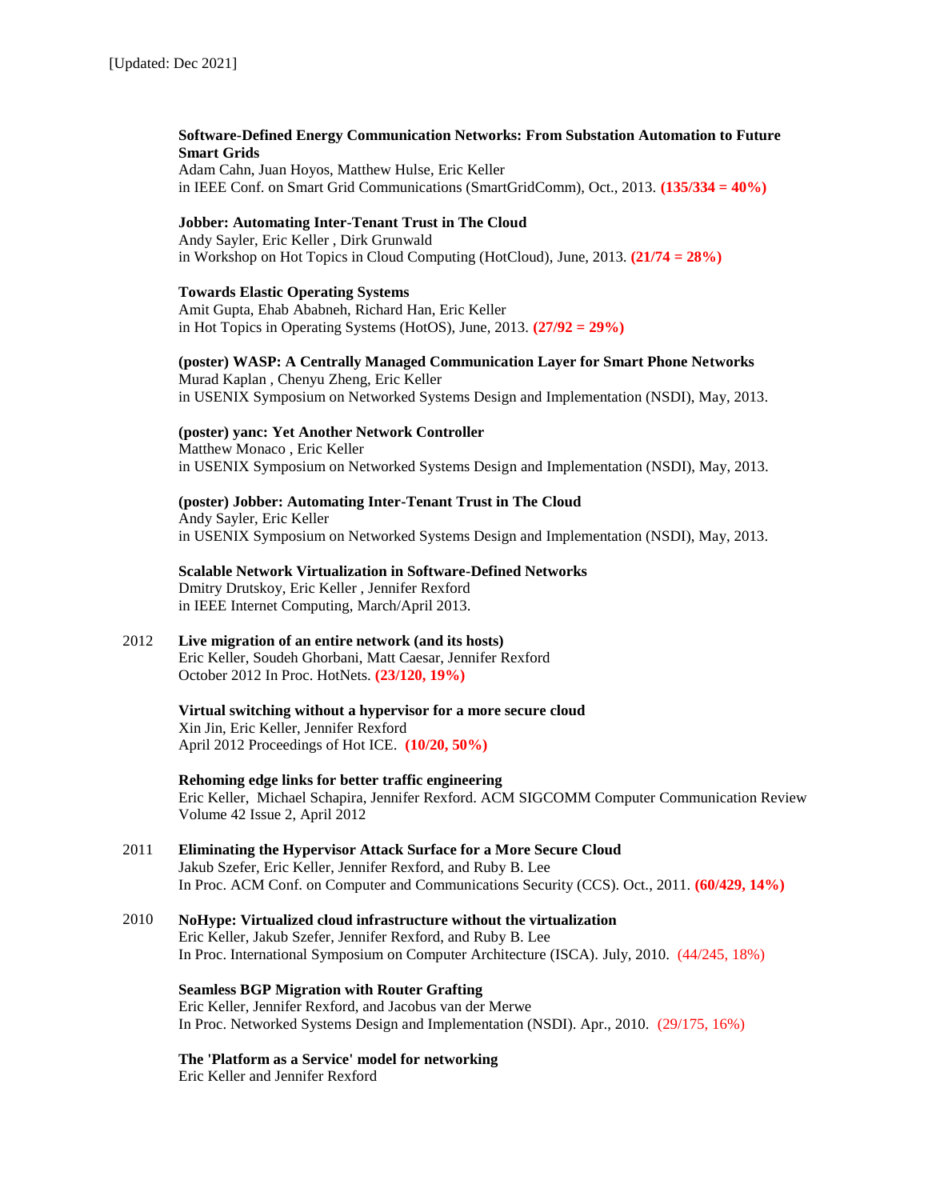[Updated: Dec 2021]

**Software-Defined Energy Communication Networks: From Substation Automation to Future Smart Grids**
Adam Cahn, Juan Hoyos, Matthew Hulse, Eric Keller
in IEEE Conf. on Smart Grid Communications (SmartGridComm), Oct., 2013. **(135/334 = 40%)**

**Jobber: Automating Inter-Tenant Trust in The Cloud**
Andy Sayler, Eric Keller , Dirk Grunwald
in Workshop on Hot Topics in Cloud Computing (HotCloud), June, 2013. **(21/74 = 28%)**

**Towards Elastic Operating Systems**
Amit Gupta, Ehab Ababneh, Richard Han, Eric Keller
in Hot Topics in Operating Systems (HotOS), June, 2013. **(27/92 = 29%)**

**(poster) WASP: A Centrally Managed Communication Layer for Smart Phone Networks**
Murad Kaplan , Chenyu Zheng, Eric Keller
in USENIX Symposium on Networked Systems Design and Implementation (NSDI), May, 2013.

**(poster) yanc: Yet Another Network Controller**
Matthew Monaco , Eric Keller
in USENIX Symposium on Networked Systems Design and Implementation (NSDI), May, 2013.

**(poster) Jobber: Automating Inter-Tenant Trust in The Cloud**
Andy Sayler, Eric Keller
in USENIX Symposium on Networked Systems Design and Implementation (NSDI), May, 2013.

**Scalable Network Virtualization in Software-Defined Networks**
Dmitry Drutskoy, Eric Keller , Jennifer Rexford
in IEEE Internet Computing, March/April 2013.

2012

**Live migration of an entire network (and its hosts)**
Eric Keller, Soudeh Ghorbani, Matt Caesar, Jennifer Rexford
October 2012 In Proc. HotNets. **(23/120, 19%)**

**Virtual switching without a hypervisor for a more secure cloud**
Xin Jin, Eric Keller, Jennifer Rexford
April 2012 Proceedings of Hot ICE. **(10/20, 50%)**

**Rehoming edge links for better traffic engineering**
Eric Keller, Michael Schapira, Jennifer Rexford. ACM SIGCOMM Computer Communication Review Volume 42 Issue 2, April 2012

2011

**Eliminating the Hypervisor Attack Surface for a More Secure Cloud**
Jakub Szefer, Eric Keller, Jennifer Rexford, and Ruby B. Lee
In Proc. ACM Conf. on Computer and Communications Security (CCS). Oct., 2011. **(60/429, 14%)**

2010

**NoHype: Virtualized cloud infrastructure without the virtualization**
Eric Keller, Jakub Szefer, Jennifer Rexford, and Ruby B. Lee
In Proc. International Symposium on Computer Architecture (ISCA). July, 2010. (44/245, 18%)

**Seamless BGP Migration with Router Grafting**
Eric Keller, Jennifer Rexford, and Jacobus van der Merwe
In Proc. Networked Systems Design and Implementation (NSDI). Apr., 2010. (29/175, 16%)

**The 'Platform as a Service' model for networking**
Eric Keller and Jennifer Rexford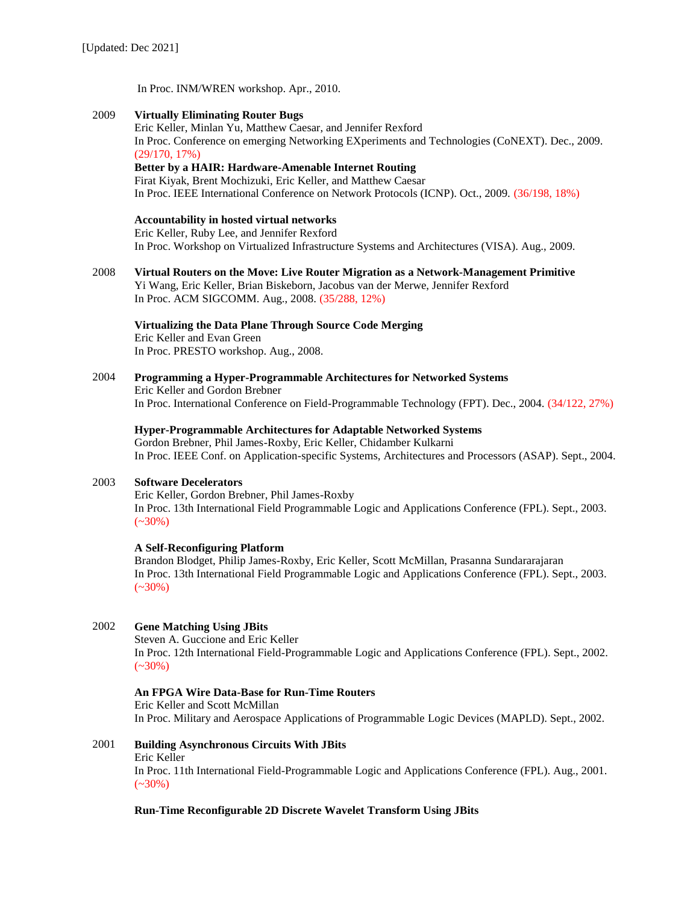In Proc. INM/WREN workshop. Apr., 2010.

2009 **Virtually Eliminating Router Bugs**
Eric Keller, Minlan Yu, Matthew Caesar, and Jennifer Rexford
In Proc. Conference on emerging Networking EXperiments and Technologies (CoNEXT). Dec., 2009. (29/170, 17%)

**Better by a HAIR: Hardware-Amenable Internet Routing**
Firat Kiyak, Brent Mochizuki, Eric Keller, and Matthew Caesar
In Proc. IEEE International Conference on Network Protocols (ICNP). Oct., 2009. (36/198, 18%)

**Accountability in hosted virtual networks**
Eric Keller, Ruby Lee, and Jennifer Rexford
In Proc. Workshop on Virtualized Infrastructure Systems and Architectures (VISA). Aug., 2009.

2008 **Virtual Routers on the Move: Live Router Migration as a Network-Management Primitive**
Yi Wang, Eric Keller, Brian Biskeborn, Jacobus van der Merwe, Jennifer Rexford
In Proc. ACM SIGCOMM. Aug., 2008. (35/288, 12%)

**Virtualizing the Data Plane Through Source Code Merging**
Eric Keller and Evan Green
In Proc. PRESTO workshop. Aug., 2008.

2004 **Programming a Hyper-Programmable Architectures for Networked Systems**
Eric Keller and Gordon Brebner
In Proc. International Conference on Field-Programmable Technology (FPT). Dec., 2004. (34/122, 27%)

**Hyper-Programmable Architectures for Adaptable Networked Systems**
Gordon Brebner, Phil James-Roxby, Eric Keller, Chidamber Kulkarni
In Proc. IEEE Conf. on Application-specific Systems, Architectures and Processors (ASAP). Sept., 2004.

2003 **Software Decelerators**
Eric Keller, Gordon Brebner, Phil James-Roxby
In Proc. 13th International Field Programmable Logic and Applications Conference (FPL). Sept., 2003. (~30%)

**A Self-Reconfiguring Platform**
Brandon Blodget, Philip James-Roxby, Eric Keller, Scott McMillan, Prasanna Sundararajaran
In Proc. 13th International Field Programmable Logic and Applications Conference (FPL). Sept., 2003. (~30%)

2002 **Gene Matching Using JBits**
Steven A. Guccione and Eric Keller
In Proc. 12th International Field-Programmable Logic and Applications Conference (FPL). Sept., 2002. (~30%)

**An FPGA Wire Data-Base for Run-Time Routers**
Eric Keller and Scott McMillan
In Proc. Military and Aerospace Applications of Programmable Logic Devices (MAPLD). Sept., 2002.

2001 **Building Asynchronous Circuits With JBits**
Eric Keller
In Proc. 11th International Field-Programmable Logic and Applications Conference (FPL). Aug., 2001. (~30%)

**Run-Time Reconfigurable 2D Discrete Wavelet Transform Using JBits**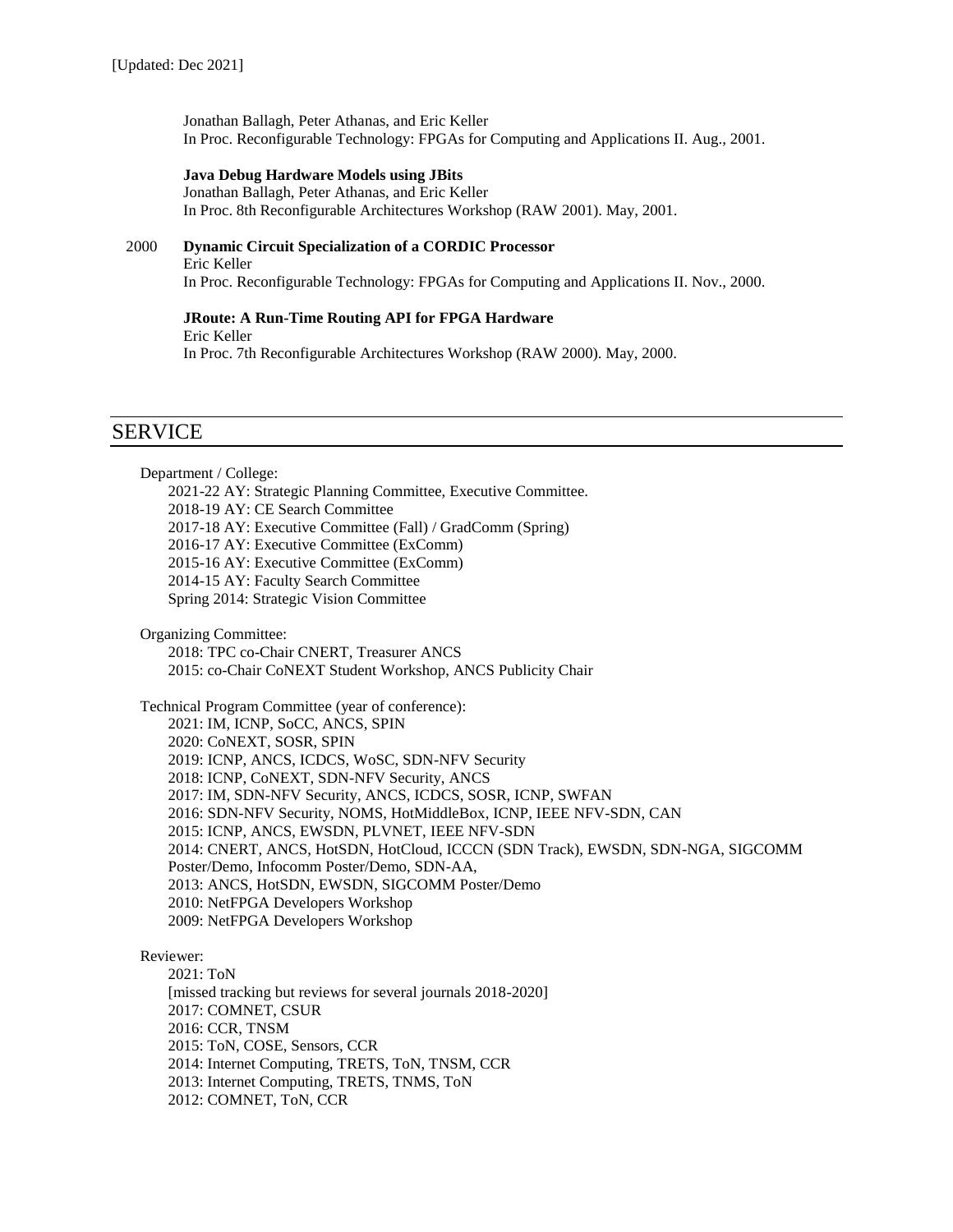[Updated: Dec 2021]

Jonathan Ballagh, Peter Athanas, and Eric Keller
In Proc. Reconfigurable Technology: FPGAs for Computing and Applications II. Aug., 2001.

**Java Debug Hardware Models using JBits**
Jonathan Ballagh, Peter Athanas, and Eric Keller
In Proc. 8th Reconfigurable Architectures Workshop (RAW 2001). May, 2001.

2000 **Dynamic Circuit Specialization of a CORDIC Processor**
Eric Keller
In Proc. Reconfigurable Technology: FPGAs for Computing and Applications II. Nov., 2000.

**JRoute: A Run-Time Routing API for FPGA Hardware**
Eric Keller
In Proc. 7th Reconfigurable Architectures Workshop (RAW 2000). May, 2000.

# SERVICE

Department / College:
- 2021-22 AY: Strategic Planning Committee, Executive Committee.
- 2018-19 AY: CE Search Committee
- 2017-18 AY: Executive Committee (Fall) / GradComm (Spring)
- 2016-17 AY: Executive Committee (ExComm)
- 2015-16 AY: Executive Committee (ExComm)
- 2014-15 AY: Faculty Search Committee
- Spring 2014: Strategic Vision Committee

Organizing Committee:
- 2018: TPC co-Chair CNERT, Treasurer ANCS
- 2015: co-Chair CoNEXT Student Workshop, ANCS Publicity Chair

Technical Program Committee (year of conference):
- 2021: IM, ICNP, SoCC, ANCS, SPIN
- 2020: CoNEXT, SOSR, SPIN
- 2019: ICNP, ANCS, ICDCS, WoSC, SDN-NFV Security
- 2018: ICNP, CoNEXT, SDN-NFV Security, ANCS
- 2017: IM, SDN-NFV Security, ANCS, ICDCS, SOSR, ICNP, SWFAN
- 2016: SDN-NFV Security, NOMS, HotMiddleBox, ICNP, IEEE NFV-SDN, CAN
- 2015: ICNP, ANCS, EWSDN, PLVNET, IEEE NFV-SDN
- 2014: CNERT, ANCS, HotSDN, HotCloud, ICCCN (SDN Track), EWSDN, SDN-NGA, SIGCOMM Poster/Demo, Infocomm Poster/Demo, SDN-AA,
- 2013: ANCS, HotSDN, EWSDN, SIGCOMM Poster/Demo
- 2010: NetFPGA Developers Workshop
- 2009: NetFPGA Developers Workshop

Reviewer:
- 2021: ToN
- [missed tracking but reviews for several journals 2018-2020]
- 2017: COMNET, CSUR
- 2016: CCR, TNSM
- 2015: ToN, COSE, Sensors, CCR
- 2014: Internet Computing, TRETS, ToN, TNSM, CCR
- 2013: Internet Computing, TRETS, TNMS, ToN
- 2012: COMNET, ToN, CCR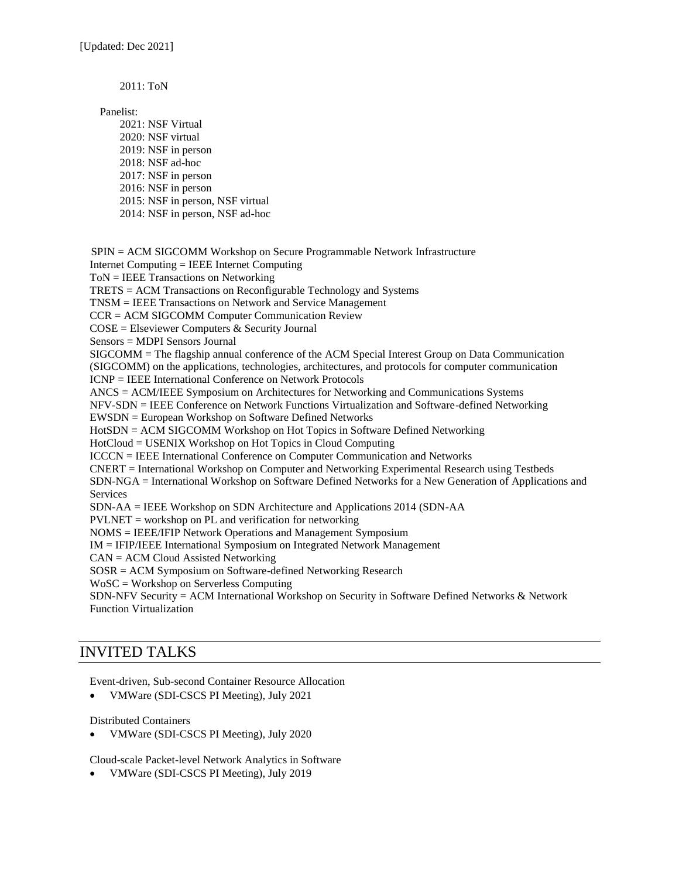[Updated: Dec 2021]

2011: ToN

Panelist:

2021: NSF Virtual
2020: NSF virtual
2019: NSF in person
2018: NSF ad-hoc
2017: NSF in person
2016: NSF in person
2015: NSF in person, NSF virtual
2014: NSF in person, NSF ad-hoc

SPIN = ACM SIGCOMM Workshop on Secure Programmable Network Infrastructure
Internet Computing = IEEE Internet Computing
ToN = IEEE Transactions on Networking
TRETS = ACM Transactions on Reconfigurable Technology and Systems
TNSM = IEEE Transactions on Network and Service Management
CCR = ACM SIGCOMM Computer Communication Review
COSE = Elseviewer Computers & Security Journal
Sensors = MDPI Sensors Journal
SIGCOMM = The flagship annual conference of the ACM Special Interest Group on Data Communication (SIGCOMM) on the applications, technologies, architectures, and protocols for computer communication
ICNP = IEEE International Conference on Network Protocols
ANCS = ACM/IEEE Symposium on Architectures for Networking and Communications Systems
NFV-SDN = IEEE Conference on Network Functions Virtualization and Software-defined Networking
EWSDN = European Workshop on Software Defined Networks
HotSDN = ACM SIGCOMM Workshop on Hot Topics in Software Defined Networking
HotCloud = USENIX Workshop on Hot Topics in Cloud Computing
ICCCN = IEEE International Conference on Computer Communication and Networks
CNERT = International Workshop on Computer and Networking Experimental Research using Testbeds
SDN-NGA = International Workshop on Software Defined Networks for a New Generation of Applications and Services
SDN-AA = IEEE Workshop on SDN Architecture and Applications 2014 (SDN-AA
PVLNET = workshop on PL and verification for networking
NOMS = IEEE/IFIP Network Operations and Management Symposium
IM = IFIP/IEEE International Symposium on Integrated Network Management
CAN = ACM Cloud Assisted Networking
SOSR = ACM Symposium on Software-defined Networking Research
WoSC = Workshop on Serverless Computing
SDN-NFV Security = ACM International Workshop on Security in Software Defined Networks & Network Function Virtualization

## INVITED TALKS

Event-driven, Sub-second Container Resource Allocation

- VMWare (SDI-CSCS PI Meeting), July 2021

Distributed Containers

- VMWare (SDI-CSCS PI Meeting), July 2020

Cloud-scale Packet-level Network Analytics in Software

- VMWare (SDI-CSCS PI Meeting), July 2019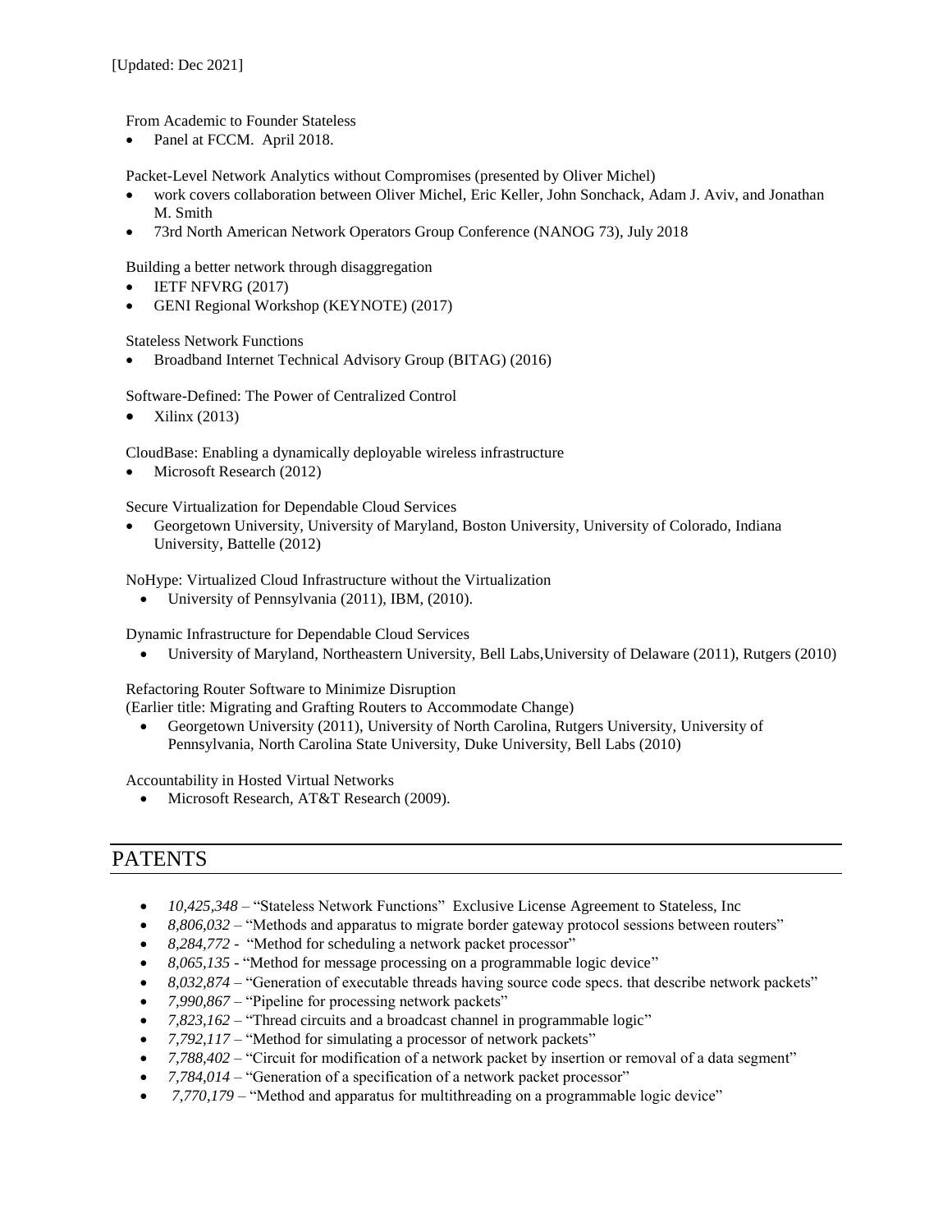[Updated: Dec 2021]

From Academic to Founder Stateless

- Panel at FCCM. April 2018.

Packet-Level Network Analytics without Compromises (presented by Oliver Michel)

- work covers collaboration between Oliver Michel, Eric Keller, John Sonchack, Adam J. Aviv, and Jonathan M. Smith
- 73rd North American Network Operators Group Conference (NANOG 73), July 2018

Building a better network through disaggregation

- IETF NFVRG (2017)
- GENI Regional Workshop (KEYNOTE) (2017)

Stateless Network Functions

- Broadband Internet Technical Advisory Group (BITAG) (2016)

Software-Defined: The Power of Centralized Control

- Xilinx (2013)

CloudBase: Enabling a dynamically deployable wireless infrastructure

- Microsoft Research (2012)

Secure Virtualization for Dependable Cloud Services

- Georgetown University, University of Maryland, Boston University, University of Colorado, Indiana University, Battelle (2012)

NoHype: Virtualized Cloud Infrastructure without the Virtualization

- University of Pennsylvania (2011), IBM, (2010).

Dynamic Infrastructure for Dependable Cloud Services

- University of Maryland, Northeastern University, Bell Labs,University of Delaware (2011), Rutgers (2010)

Refactoring Router Software to Minimize Disruption
(Earlier title: Migrating and Grafting Routers to Accommodate Change)

- Georgetown University (2011), University of North Carolina, Rutgers University, University of Pennsylvania, North Carolina State University, Duke University, Bell Labs (2010)

Accountability in Hosted Virtual Networks

- Microsoft Research, AT&T Research (2009).

## PATENTS

- *10,425,348* – "Stateless Network Functions" Exclusive License Agreement to Stateless, Inc
- *8,806,032* – "Methods and apparatus to migrate border gateway protocol sessions between routers"
- *8,284,772* - "Method for scheduling a network packet processor"
- *8,065,135* - "Method for message processing on a programmable logic device"
- *8,032,874* – "Generation of executable threads having source code specs. that describe network packets"
- *7,990,867* – "Pipeline for processing network packets"
- *7,823,162* – "Thread circuits and a broadcast channel in programmable logic"
- *7,792,117* – "Method for simulating a processor of network packets"
- *7,788,402* – "Circuit for modification of a network packet by insertion or removal of a data segment"
- *7,784,014* – "Generation of a specification of a network packet processor"
- *7,770,179* – "Method and apparatus for multithreading on a programmable logic device"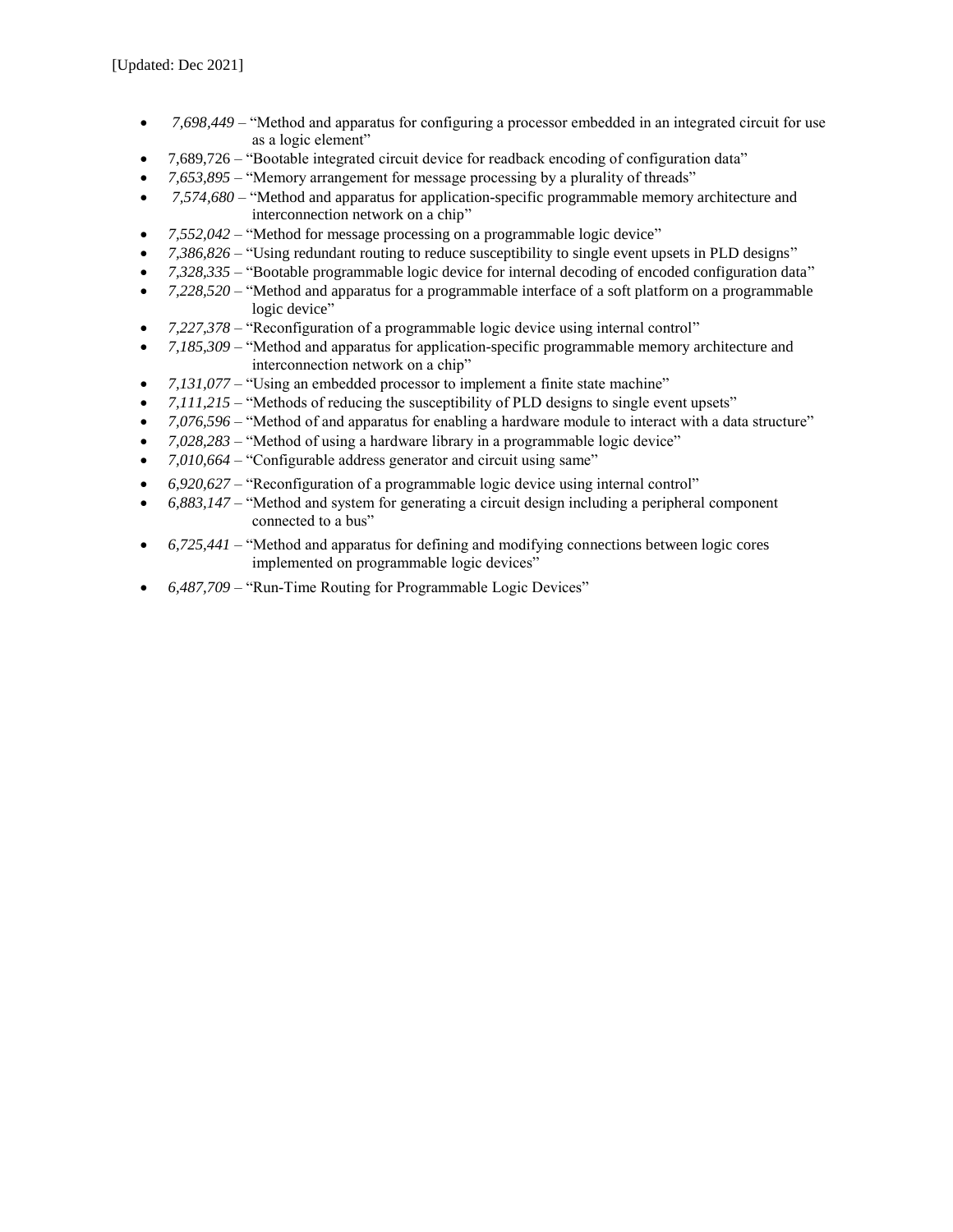- *7,698,449* – "Method and apparatus for configuring a processor embedded in an integrated circuit for use as a logic element"
- 7,689,726 – "Bootable integrated circuit device for readback encoding of configuration data"
- *7,653,895* – "Memory arrangement for message processing by a plurality of threads"
- *7,574,680* – "Method and apparatus for application-specific programmable memory architecture and interconnection network on a chip"
- *7,552,042* – "Method for message processing on a programmable logic device"
- *7,386,826* – "Using redundant routing to reduce susceptibility to single event upsets in PLD designs"
- *7,328,335* – "Bootable programmable logic device for internal decoding of encoded configuration data"
- *7,228,520* – "Method and apparatus for a programmable interface of a soft platform on a programmable logic device"
- *7,227,378* – "Reconfiguration of a programmable logic device using internal control"
- *7,185,309* – "Method and apparatus for application-specific programmable memory architecture and interconnection network on a chip"
- *7,131,077* – "Using an embedded processor to implement a finite state machine"
- *7,111,215* – "Methods of reducing the susceptibility of PLD designs to single event upsets"
- *7,076,596* – "Method of and apparatus for enabling a hardware module to interact with a data structure"
- *7,028,283* – "Method of using a hardware library in a programmable logic device"
- *7,010,664* – "Configurable address generator and circuit using same"
- *6,920,627* – "Reconfiguration of a programmable logic device using internal control"
- *6,883,147* – "Method and system for generating a circuit design including a peripheral component connected to a bus"
- *6,725,441* – "Method and apparatus for defining and modifying connections between logic cores implemented on programmable logic devices"
- *6,487,709* – "Run-Time Routing for Programmable Logic Devices"